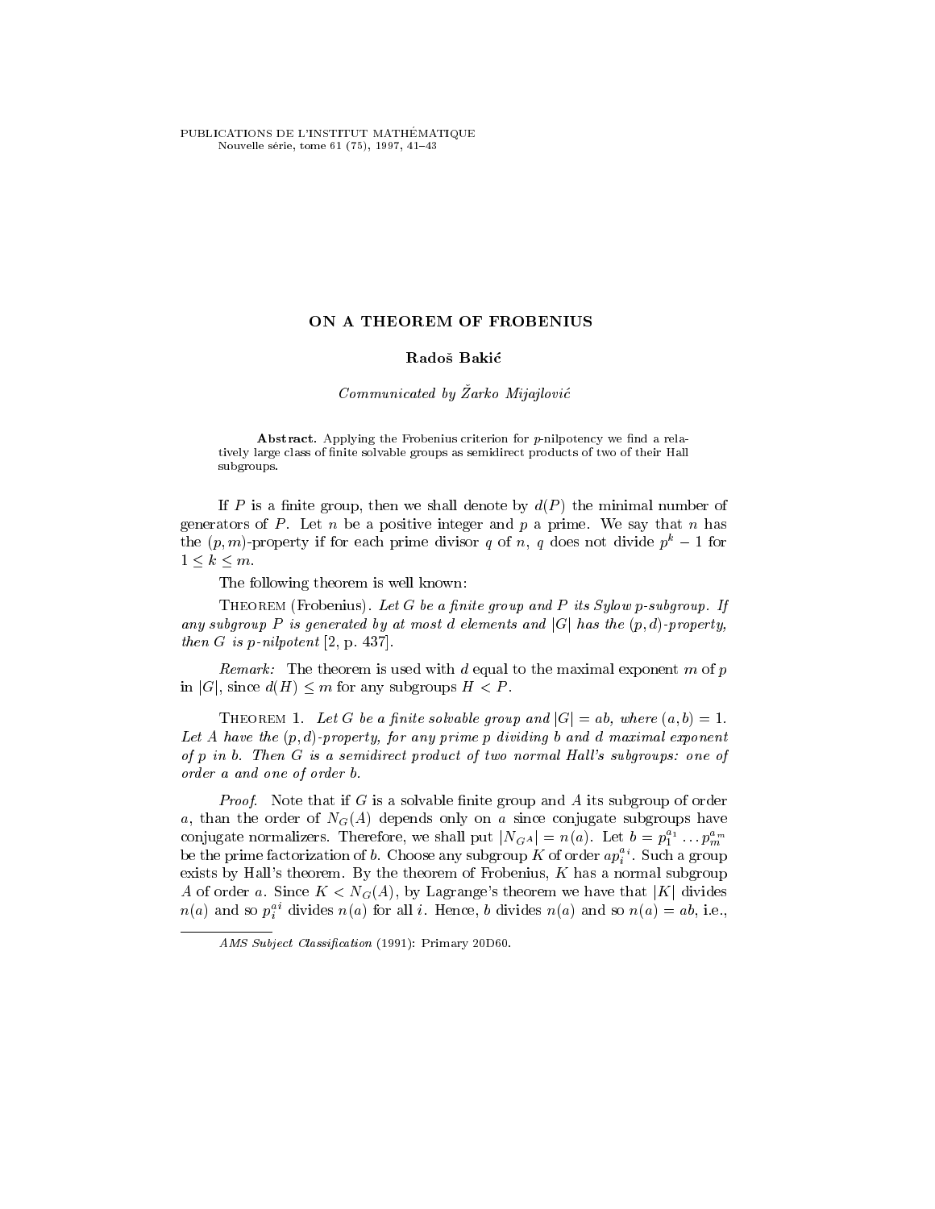# ON A THEOREM OF FROBENIUS

**Radoš Bakić**

*Communicated by Žarko Mijajlović*

**Abstract.** Applying the Frobenius criterion for $p$-nilpotency we find a relatively large class of finite solvable groups as semidirect products of two of their Hall subgroups.

If $P$ is a finite group, then we shall denote by $d(P)$ the minimal number of generators of $P$. Let $n$ be a positive integer and $p$ a prime. We say that $n$ has the $(p,m)$-property if for each prime divisor $q$ of $n$, $q$ does not divide $p^k - 1$ for $1 \leq k \leq m$.

The following theorem is well known:

Theorem (Frobenius). *Let $G$ be a finite group and $P$ its Sylow $p$-subgroup. If any subgroup $P$ is generated by at most $d$ elements and $|G|$ has the $(p,d)$-property, then $G$ is $p$-nilpotent* [2, p. 437].

*Remark:* The theorem is used with $d$ equal to the maximal exponent $m$ of $p$ in $|G|$, since $d(H) \leq m$ for any subgroups $H < P$.

Theorem 1. *Let $G$ be a finite solvable group and $|G| = ab$, where $(a,b) = 1$. Let $A$ have the $(p,d)$-property, for any prime $p$ dividing $b$ and $d$ maximal exponent of $p$ in $b$. Then $G$ is a semidirect product of two normal Hall's subgroups: one of order $a$ and one of order $b$.*

*Proof.* Note that if $G$ is a solvable finite group and $A$ its subgroup of order $a$, than the order of $N_G(A)$ depends only on $a$ since conjugate subgroups have conjugate normalizers. Therefore, we shall put $|N_{G^A}| = n(a)$. Let $b = p_1^{a_1} \dots p_m^{a_m}$ be the prime factorization of $b$. Choose any subgroup $K$ of order $ap_i^{a_i}$. Such a group exists by Hall's theorem. By the theorem of Frobenius, $K$ has a normal subgroup $A$ of order $a$. Since $K < N_G(A)$, by Lagrange's theorem we have that $|K|$ divides $n(a)$ and so $p_i^{ai}$ divides $n(a)$ for all $i$. Hence, $b$ divides $n(a)$ and so $n(a) = ab$, i.e.,

AMS Subject Classification (1991): Primary 20D60.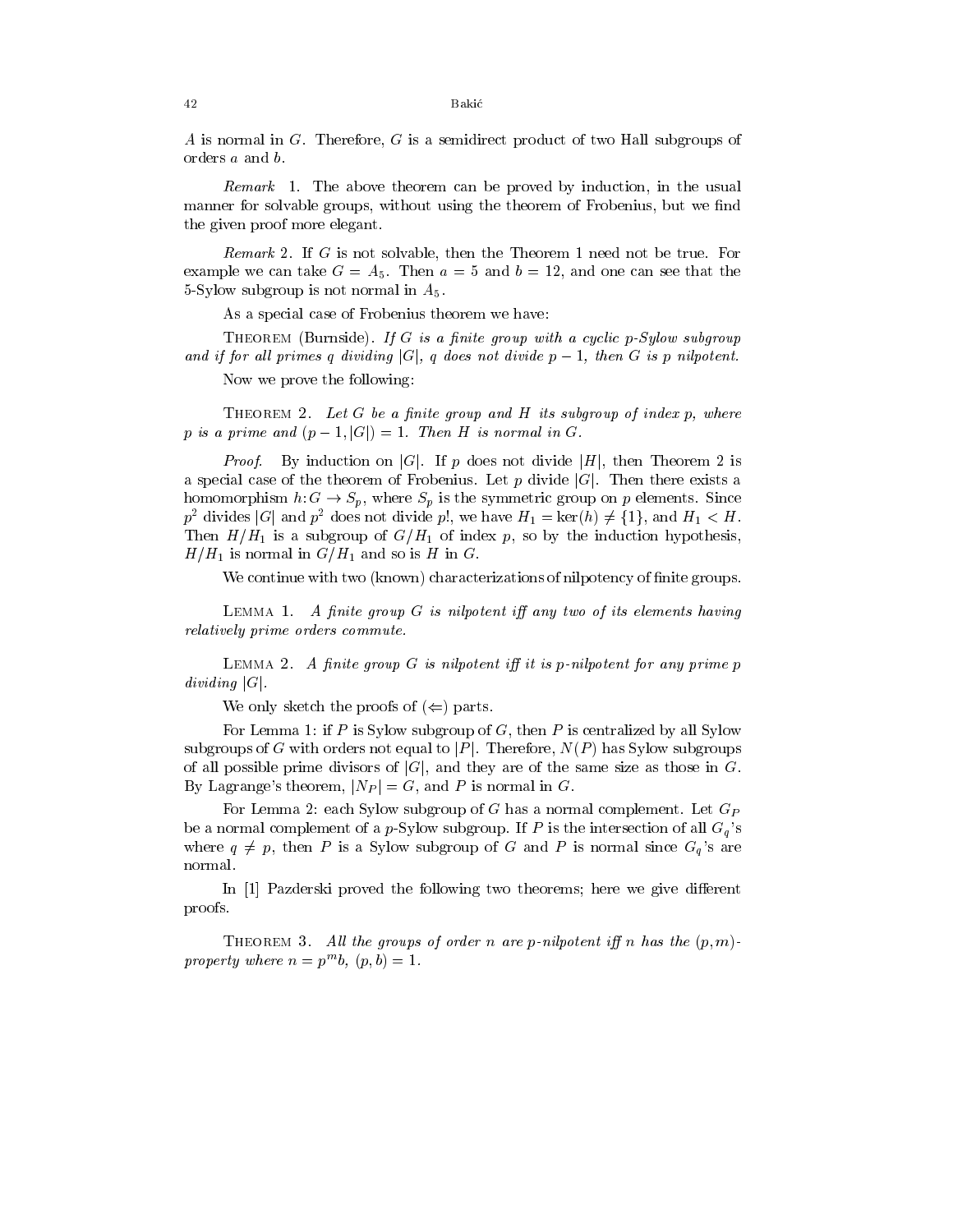$A$ is normal in $G$. Therefore, $G$ is a semidirect product of two Hall subgroups of orders $a$ and $b$.

*Remark* 1. The above theorem can be proved by induction, in the usual manner for solvable groups, without using the theorem of Frobenius, but we find the given proof more elegant.

*Remark* 2. If $G$ is not solvable, then the Theorem 1 need not be true. For example we can take $G = A_5$. Then $a = 5$ and $b = 12$, and one can see that the 5-Sylow subgroup is not normal in $A_5$.

As a special case of Frobenius theorem we have:

THEOREM (Burnside). *If $G$ is a finite group with a cyclic $p$-Sylow subgroup and if for all primes $q$ dividing $|G|$, $q$ does not divide $p-1$, then $G$ is $p$ nilpotent.*

Now we prove the following:

THEOREM 2. *Let $G$ be a finite group and $H$ its subgroup of index $p$, where $p$ is a prime and $(p-1, |G|) = 1$. Then $H$ is normal in $G$.*

*Proof.* By induction on $|G|$. If $p$ does not divide $|H|$, then Theorem 2 is a special case of the theorem of Frobenius. Let $p$ divide $|G|$. Then there exists a homomorphism $h: G \to S_p$, where $S_p$ is the symmetric group on $p$ elements. Since $p^2$ divides $|G|$ and $p^2$ does not divide $p!$, we have $H_1 = \ker(h) \neq \{1\}$, and $H_1 < H$. Then $H/H_1$ is a subgroup of $G/H_1$ of index $p$, so by the induction hypothesis, $H/H_1$ is normal in $G/H_1$ and so is $H$ in $G$.

We continue with two (known) characterizations of nilpotency of finite groups.

LEMMA 1. *A finite group $G$ is nilpotent iff any two of its elements having relatively prime orders commute.*

LEMMA 2. *A finite group $G$ is nilpotent iff it is $p$-nilpotent for any prime $p$ dividing $|G|$.*

We only sketch the proofs of ($\Leftarrow$) parts.

For Lemma 1: if $P$ is Sylow subgroup of $G$, then $P$ is centralized by all Sylow subgroups of $G$ with orders not equal to $|P|$. Therefore, $N(P)$ has Sylow subgroups of all possible prime divisors of $|G|$, and they are of the same size as those in $G$. By Lagrange's theorem, $|N_P| = G$, and $P$ is normal in $G$.

For Lemma 2: each Sylow subgroup of $G$ has a normal complement. Let $G_P$ be a normal complement of a $p$-Sylow subgroup. If $P$ is the intersection of all $G_q$'s where $q \neq p$, then $P$ is a Sylow subgroup of $G$ and $P$ is normal since $G_q$'s are normal.

In [1] Pazderski proved the following two theorems; here we give different proofs.

THEOREM 3. *All the groups of order $n$ are $p$-nilpotent iff $n$ has the $(p, m)$-property where $n = p^m b$, $(p, b) = 1$.*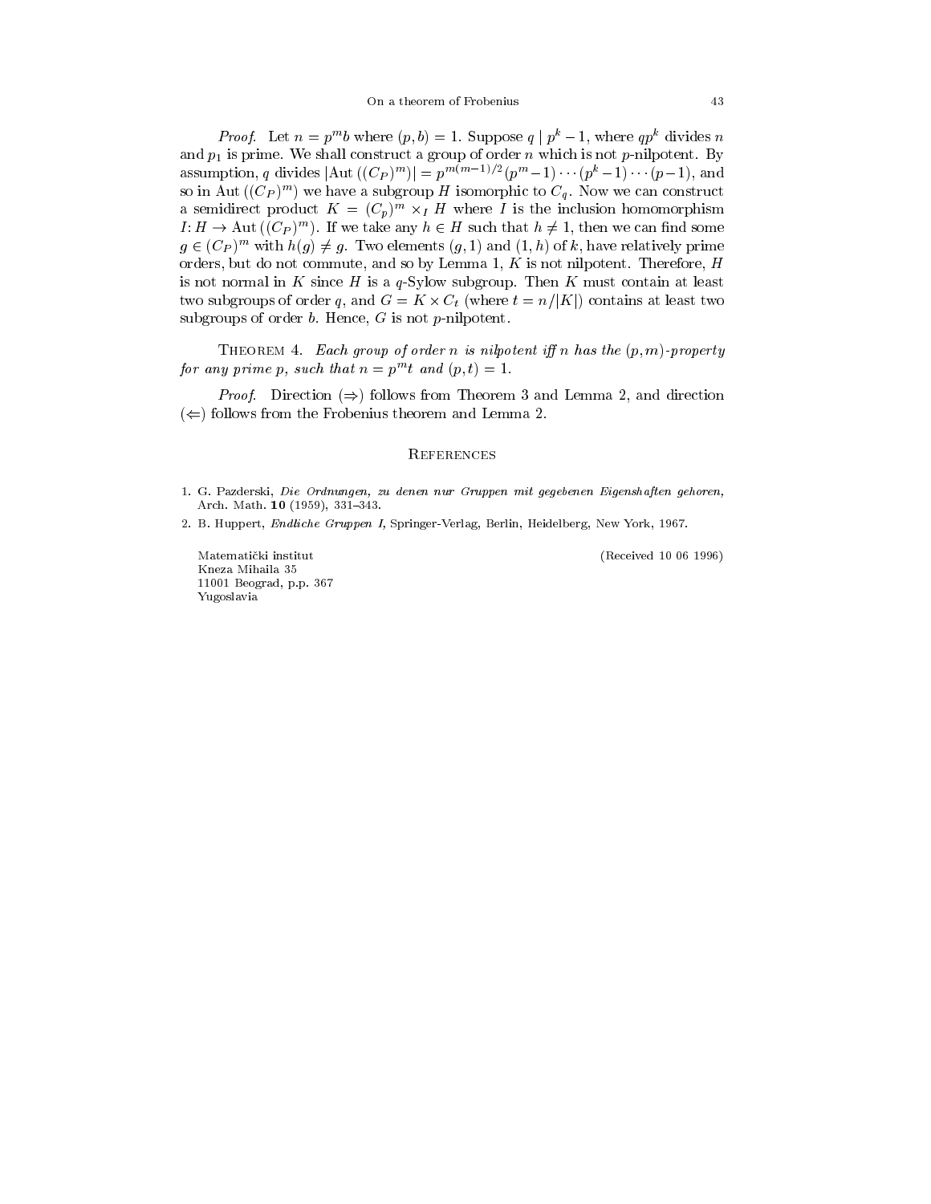*Proof.* Let $n = p^m b$ where $(p, b) = 1$. Suppose $q \mid p^k - 1$, where $qp^k$ divides $n$ and $p_1$ is prime. We shall construct a group of order $n$ which is not $p$-nilpotent. By assumption, $q$ divides $|\mathrm{Aut}((C_P)^m)| = p^{m(m-1)/2}(p^m - 1) \cdots (p^k - 1) \cdots (p - 1)$, and so in $\mathrm{Aut}((C_P)^m)$ we have a subgroup $H$ isomorphic to $C_q$. Now we can construct a semidirect product $K = (C_p)^m \times_I H$ where $I$ is the inclusion homomorphism $I \colon H \to \mathrm{Aut}((C_P)^m)$. If we take any $h \in H$ such that $h \neq 1$, then we can find some $g \in (C_P)^m$ with $h(g) \neq g$. Two elements $(g, 1)$ and $(1, h)$ of $k$, have relatively prime orders, but do not commute, and so by Lemma 1, $K$ is not nilpotent. Therefore, $H$ is not normal in $K$ since $H$ is a $q$-Sylow subgroup. Then $K$ must contain at least two subgroups of order $q$, and $G = K \times C_t$ (where $t = n/|K|$) contains at least two subgroups of order $b$. Hence, $G$ is not $p$-nilpotent.

Theorem 4. *Each group of order $n$ is nilpotent iff $n$ has the $(p, m)$-property for any prime $p$, such that $n = p^m t$ and $(p, t) = 1$.*

*Proof.* Direction $(\Rightarrow)$ follows from Theorem 3 and Lemma 2, and direction $(\Leftarrow)$ follows from the Frobenius theorem and Lemma 2.

## References

1. G. Pazderski, *Die Ordnungen, zu denen nur Gruppen mit gegebenen Eigenshaften gehoren,* Arch. Math. **10** (1959), 331–343.
2. B. Huppert, *Endliche Gruppen I,* Springer-Verlag, Berlin, Heidelberg, New York, 1967.

Matematički institut
Kneza Mihaila 35
11001 Beograd, p.p. 367
Yugoslavia

(Received 10 06 1996)